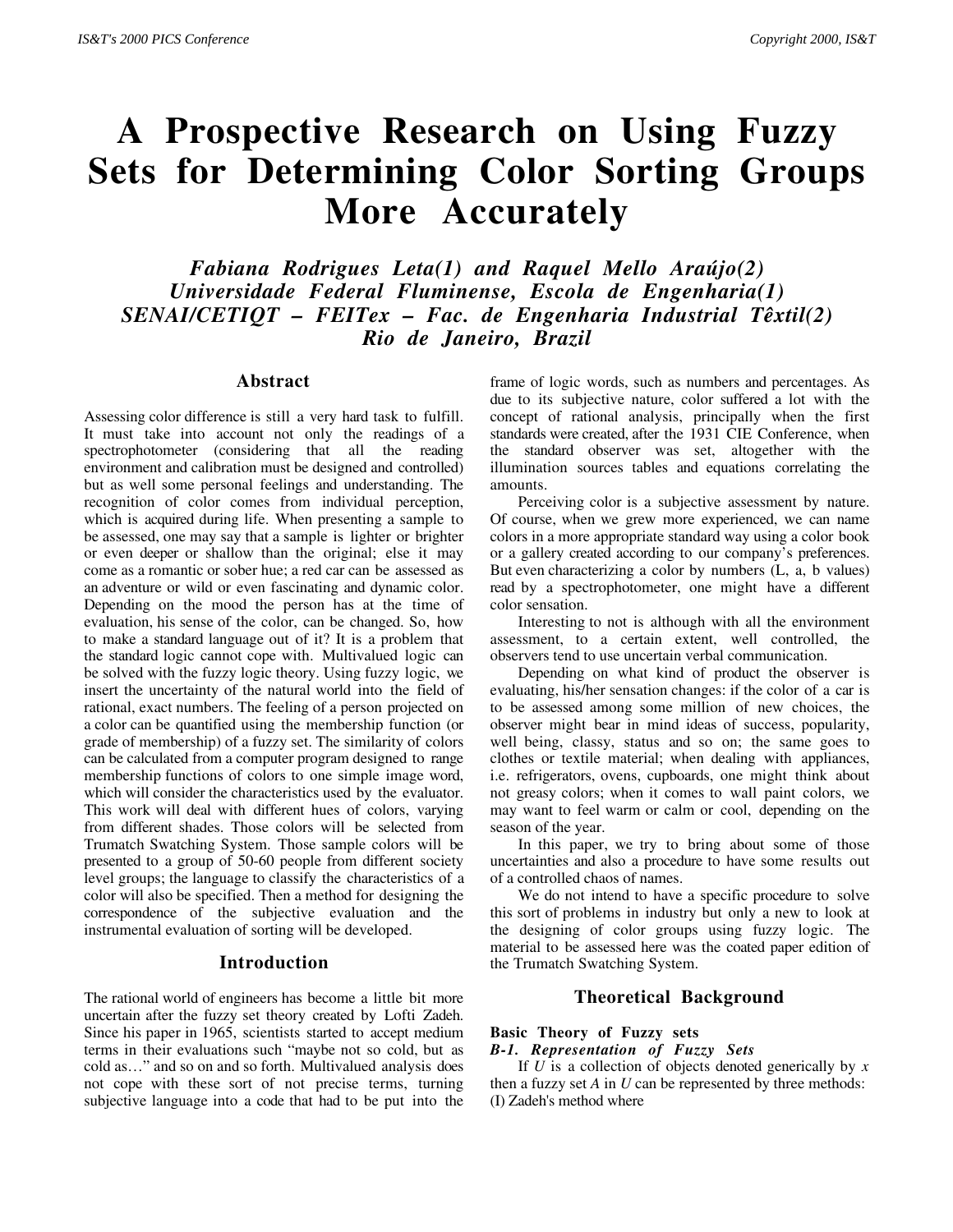# A Prospective Research on Using Fuzzy Sets for Determining Color Sorting Groups More Accurately

***Fabiana Rodrigues Leta(1) and Raquel Mello Araújo(2)***
***Universidade Federal Fluminense, Escola de Engenharia(1)***
***SENAI/CETIQT – FEITex – Fac. de Engenharia Industrial Têxtil(2)***
***Rio de Janeiro, Brazil***

## Abstract

Assessing color difference is still a very hard task to fulfill. It must take into account not only the readings of a spectrophotometer (considering that all the reading environment and calibration must be designed and controlled) but as well some personal feelings and understanding. The recognition of color comes from individual perception, which is acquired during life. When presenting a sample to be assessed, one may say that a sample is lighter or brighter or even deeper or shallow than the original; else it may come as a romantic or sober hue; a red car can be assessed as an adventure or wild or even fascinating and dynamic color. Depending on the mood the person has at the time of evaluation, his sense of the color, can be changed. So, how to make a standard language out of it? It is a problem that the standard logic cannot cope with. Multivalued logic can be solved with the fuzzy logic theory. Using fuzzy logic, we insert the uncertainty of the natural world into the field of rational, exact numbers. The feeling of a person projected on a color can be quantified using the membership function (or grade of membership) of a fuzzy set. The similarity of colors can be calculated from a computer program designed to range membership functions of colors to one simple image word, which will consider the characteristics used by the evaluator. This work will deal with different hues of colors, varying from different shades. Those colors will be selected from Trumatch Swatching System. Those sample colors will be presented to a group of 50-60 people from different society level groups; the language to classify the characteristics of a color will also be specified. Then a method for designing the correspondence of the subjective evaluation and the instrumental evaluation of sorting will be developed.

## Introduction

The rational world of engineers has become a little bit more uncertain after the fuzzy set theory created by Lofti Zadeh. Since his paper in 1965, scientists started to accept medium terms in their evaluations such "maybe not so cold, but as cold as…" and so on and so forth. Multivalued analysis does not cope with these sort of not precise terms, turning subjective language into a code that had to be put into the frame of logic words, such as numbers and percentages. As due to its subjective nature, color suffered a lot with the concept of rational analysis, principally when the first standards were created, after the 1931 CIE Conference, when the standard observer was set, altogether with the illumination sources tables and equations correlating the amounts.

Perceiving color is a subjective assessment by nature. Of course, when we grew more experienced, we can name colors in a more appropriate standard way using a color book or a gallery created according to our company's preferences. But even characterizing a color by numbers (L, a, b values) read by a spectrophotometer, one might have a different color sensation.

Interesting to not is although with all the environment assessment, to a certain extent, well controlled, the observers tend to use uncertain verbal communication.

Depending on what kind of product the observer is evaluating, his/her sensation changes: if the color of a car is to be assessed among some million of new choices, the observer might bear in mind ideas of success, popularity, well being, classy, status and so on; the same goes to clothes or textile material; when dealing with appliances, i.e. refrigerators, ovens, cupboards, one might think about not greasy colors; when it comes to wall paint colors, we may want to feel warm or calm or cool, depending on the season of the year.

In this paper, we try to bring about some of those uncertainties and also a procedure to have some results out of a controlled chaos of names.

We do not intend to have a specific procedure to solve this sort of problems in industry but only a new to look at the designing of color groups using fuzzy logic. The material to be assessed here was the coated paper edition of the Trumatch Swatching System.

## Theoretical Background

### Basic Theory of Fuzzy sets

#### *B-1. Representation of Fuzzy Sets*

If $U$ is a collection of objects denoted generically by $x$ then a fuzzy set $A$ in $U$ can be represented by three methods: (I) Zadeh's method where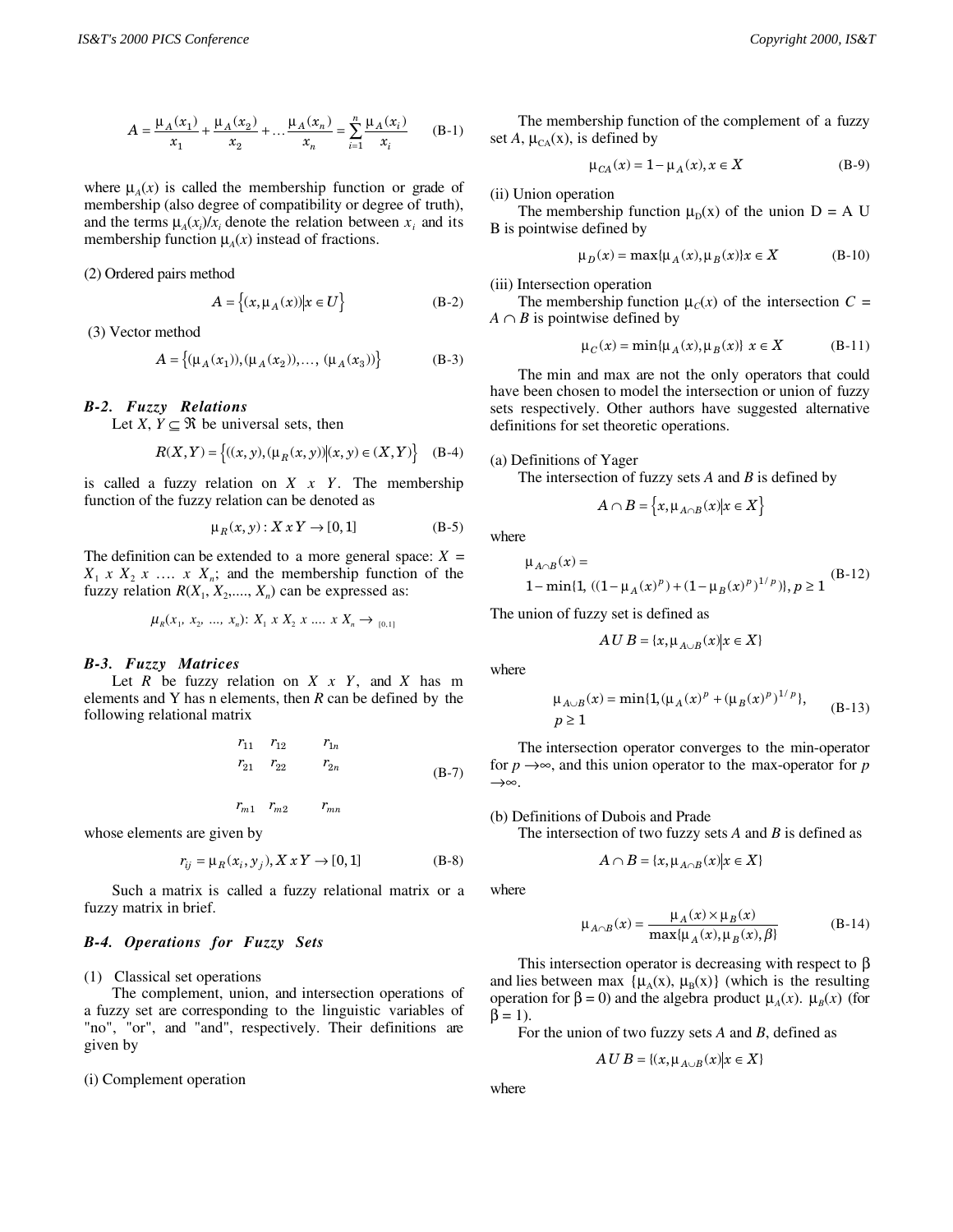$$A = \frac{\mu_A(x_1)}{x_1} + \frac{\mu_A(x_2)}{x_2} + \ldots \frac{\mu_A(x_n)}{x_n} = \sum_{i=1}^{n} \frac{\mu_A(x_i)}{x_i} \quad \text{(B-1)}$$

where $\mu_A(x)$ is called the membership function or grade of membership (also degree of compatibility or degree of truth), and the terms $\mu_A(x_i)/x_i$ denote the relation between $x_i$ and its membership function $\mu_A(x)$ instead of fractions.

(2) Ordered pairs method

$$A = \{(x, \mu_A(x)) | x \in U\} \quad \text{(B-2)}$$

(3) Vector method

$$A = \{(\mu_A(x_1)), (\mu_A(x_2)), \ldots, (\mu_A(x_3))\} \quad \text{(B-3)}$$

### *B-2. Fuzzy Relations*

Let $X$, $Y \subseteq \Re$ be universal sets, then

$$R(X,Y) = \{((x,y), (\mu_R(x,y)) | (x,y) \in (X,Y)\} \quad \text{(B-4)}$$

is called a fuzzy relation on $X \; x \; Y$. The membership function of the fuzzy relation can be denoted as

$$\mu_R(x,y) : X \, x \, Y \rightarrow [0,1] \quad \text{(B-5)}$$

The definition can be extended to a more general space: $X = X_1 \; x \; X_2 \; x \; \ldots \; x \; X_n$; and the membership function of the fuzzy relation $R(X_1, X_2, \ldots, X_n)$ can be expressed as:

$$\mu_R(x_1, x_2, \ldots, x_n): X_1 \; x \; X_2 \; x \; \ldots \; x \; X_n \rightarrow [0,1]$$

### *B-3. Fuzzy Matrices*

Let $R$ be fuzzy relation on $X \; x \; Y$, and $X$ has m elements and Y has n elements, then $R$ can be defined by the following relational matrix

$$\begin{matrix} r_{11} & r_{12} & r_{1n} \\ r_{21} & r_{22} & r_{2n} \\ \\ r_{m1} & r_{m2} & r_{mn} \end{matrix} \quad \text{(B-7)}$$

whose elements are given by

$$r_{ij} = \mu_R(x_i, y_j), X \, x \, Y \rightarrow [0,1] \quad \text{(B-8)}$$

Such a matrix is called a fuzzy relational matrix or a fuzzy matrix in brief.

### *B-4. Operations for Fuzzy Sets*

(1) Classical set operations

The complement, union, and intersection operations of a fuzzy set are corresponding to the linguistic variables of "no", "or", and "and", respectively. Their definitions are given by

(i) Complement operation

The membership function of the complement of a fuzzy set $A$, $\mu_{CA}(x)$, is defined by

$$\mu_{CA}(x) = 1 - \mu_A(x), x \in X \quad \text{(B-9)}$$

(ii) Union operation

The membership function $\mu_D(x)$ of the union D = A U B is pointwise defined by

$$\mu_D(x) = \max\{\mu_A(x), \mu_B(x)\} x \in X \quad \text{(B-10)}$$

(iii) Intersection operation

The membership function $\mu_C(x)$ of the intersection $C = A \cap B$ is pointwise defined by

$$\mu_C(x) = \min\{\mu_A(x), \mu_B(x)\} \; x \in X \quad \text{(B-11)}$$

The min and max are not the only operators that could have been chosen to model the intersection or union of fuzzy sets respectively. Other authors have suggested alternative definitions for set theoretic operations.

(a) Definitions of Yager

The intersection of fuzzy sets $A$ and $B$ is defined by

$$A \cap B = \{x, \mu_{A \cap B}(x) | x \in X\}$$

where

$$\mu_{A \cap B}(x) = 1 - \min\{1, ((1-\mu_A(x)^p) + (1-\mu_B(x)^p)^{1/p})\}, p \geq 1 \quad \text{(B-12)}$$

The union of fuzzy set is defined as

$$A \, U \, B = \{x, \mu_{A \cup B}(x) | x \in X\}$$

where

$$\mu_{A \cup B}(x) = \min\{1, (\mu_A(x)^p + (\mu_B(x)^p)^{1/p}\}, \quad p \geq 1 \quad \text{(B-13)}$$

The intersection operator converges to the min-operator for $p \rightarrow \infty$, and this union operator to the max-operator for $p \rightarrow \infty$.

(b) Definitions of Dubois and Prade

The intersection of two fuzzy sets $A$ and $B$ is defined as

$$A \cap B = \{x, \mu_{A \cap B}(x) | x \in X\}$$

where

$$\mu_{A \cap B}(x) = \frac{\mu_A(x) \times \mu_B(x)}{\max\{\mu_A(x), \mu_B(x), \beta\}} \quad \text{(B-14)}$$

This intersection operator is decreasing with respect to $\beta$ and lies between max $\{\mu_A(x), \mu_B(x)\}$ (which is the resulting operation for $\beta = 0$) and the algebra product $\mu_A(x)$. $\mu_B(x)$ (for $\beta = 1$).

For the union of two fuzzy sets $A$ and $B$, defined as

$$A \, U \, B = \{(x, \mu_{A \cup B}(x) | x \in X\}$$

where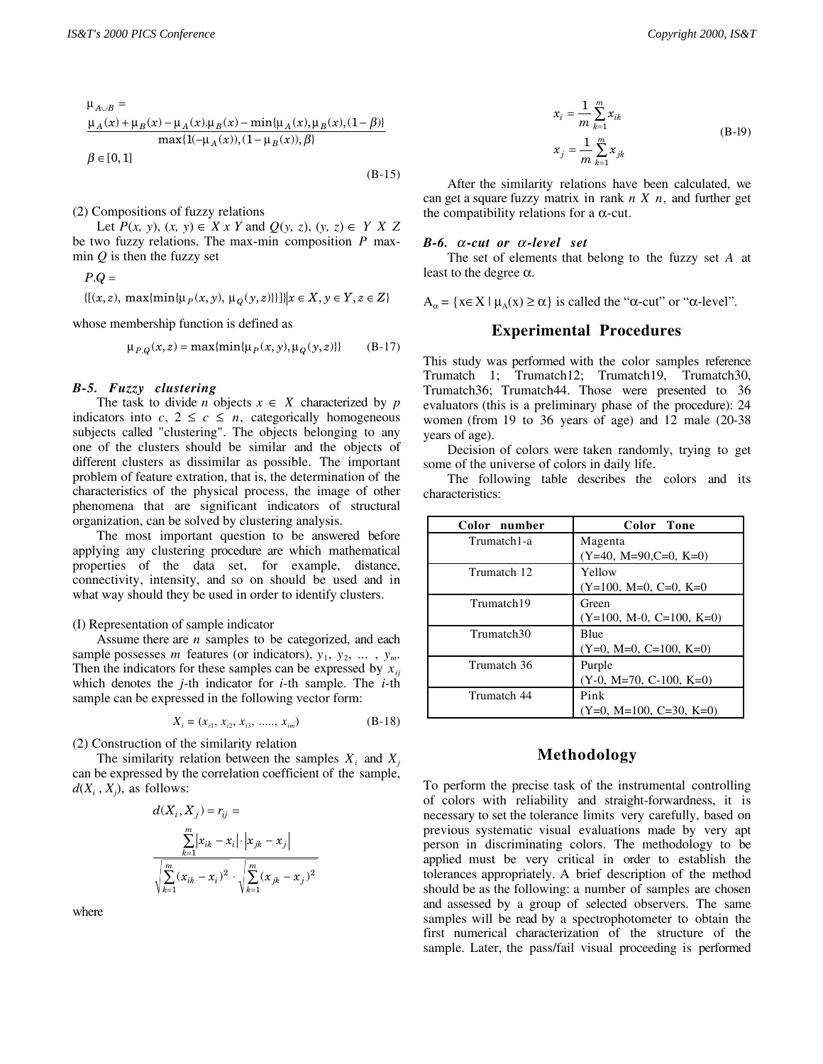$$\mu_{A \cup B} = \frac{\mu_A(x) + \mu_B(x) - \mu_A(x).\mu_B(x) - \min\{\mu_A(x), \mu_B(x), (1-\beta)\}}{\max\{1(-\mu_A(x)), (1-\mu_B(x)), \beta\}}$$

$$\beta \in [0,1] \qquad \text{(B-15)}$$

(2) Compositions of fuzzy relations

Let $P(x, y)$, $(x, y) \in X\ x\ Y$ and $Q(y, z)$, $(y, z) \in Y\ X\ Z$ be two fuzzy relations. The max-min composition $P$ max-min $Q$ is then the fuzzy set

$$P.Q =$$

$$\{[(x,z),\ \max\{\min\{\mu_P(x,y),\ \mu_Q(y,z)\}\}] | x \in X, y \in Y, z \in Z\}$$

whose membership function is defined as

$$\mu_{P.Q}(x,z) = \max\{\min\{\mu_P(x,y), \mu_Q(y,z)\}\} \qquad \text{(B-17)}$$

### *B-5. Fuzzy clustering*

The task to divide $n$ objects $x \in X$ characterized by $p$ indicators into $c$, $2 \leq c \leq n$, categorically homogeneous subjects called "clustering". The objects belonging to any one of the clusters should be similar and the objects of different clusters as dissimilar as possible. The important problem of feature extration, that is, the determination of the characteristics of the physical process, the image of other phenomena that are significant indicators of structural organization, can be solved by clustering analysis.

The most important question to be answered before applying any clustering procedure are which mathematical properties of the data set, for example, distance, connectivity, intensity, and so on should be used and in what way should they be used in order to identify clusters.

(I) Representation of sample indicator

Assume there are $n$ samples to be categorized, and each sample possesses $m$ features (or indicators), $y_1$, $y_2$, ... , $y_m$. Then the indicators for these samples can be expressed by $x_{ij}$ which denotes the $j$-th indicator for $i$-th sample. The $i$-th sample can be expressed in the following vector form:

$$X_i = (x_{i1}, x_{i2}, x_{i3}, \ldots\ldots, x_{im}) \qquad \text{(B-18)}$$

(2) Construction of the similarity relation

The similarity relation between the samples $X_i$ and $X_j$ can be expressed by the correlation coefficient of the sample, $d(X_i , X_j)$, as follows:

$$d(X_i, X_j) = r_{ij} = \frac{\sum_{k=1}^{m} |x_{ik} - x_i| \cdot |x_{jk} - x_j|}{\sqrt{\sum_{k=1}^{m}(x_{ik} - x_i)^2} \cdot \sqrt{\sum_{k=1}^{m}(x_{jk} - x_j)^2}}$$

where

$$x_i = \frac{1}{m}\sum_{k=1}^{m} x_{ik}$$

$$x_j = \frac{1}{m}\sum_{k=1}^{m} x_{jk} \qquad \text{(B-19)}$$

After the similarity relations have been calculated, we can get a square fuzzy matrix in rank $n\ X\ n$, and further get the compatibility relations for a $\alpha$-cut.

### *B-6. $\alpha$-cut or $\alpha$-level set*

The set of elements that belong to the fuzzy set $A$ at least to the degree $\alpha$.

$A_\alpha = \{x \in X \mid \mu_A(x) \geq \alpha\}$ is called the "$\alpha$-cut" or "$\alpha$-level".

## Experimental Procedures

This study was performed with the color samples reference Trumatch 1; Trumatch12; Trumatch19, Trumatch30, Trumatch36; Trumatch44. Those were presented to 36 evaluators (this is a preliminary phase of the procedure): 24 women (from 19 to 36 years of age) and 12 male (20-38 years of age).

Decision of colors were taken randomly, trying to get some of the universe of colors in daily life.

The following table describes the colors and its characteristics:

| Color number | Color Tone |
|---|---|
| Trumatch1-a | Magenta (Y=40, M=90,C=0, K=0) |
| Trumatch 12 | Yellow (Y=100, M=0, C=0, K=0 |
| Trumatch19 | Green (Y=100, M-0, C=100, K=0) |
| Trumatch30 | Blue (Y=0, M=0, C=100, K=0) |
| Trumatch 36 | Purple (Y-0, M=70, C-100, K=0) |
| Trumatch 44 | Pink (Y=0, M=100, C=30, K=0) |

## Methodology

To perform the precise task of the instrumental controlling of colors with reliability and straight-forwardness, it is necessary to set the tolerance limits very carefully, based on previous systematic visual evaluations made by very apt person in discriminating colors. The methodology to be applied must be very critical in order to establish the tolerances appropriately. A brief description of the method should be as the following: a number of samples are chosen and assessed by a group of selected observers. The same samples will be read by a spectrophotometer to obtain the first numerical characterization of the structure of the sample. Later, the pass/fail visual proceeding is performed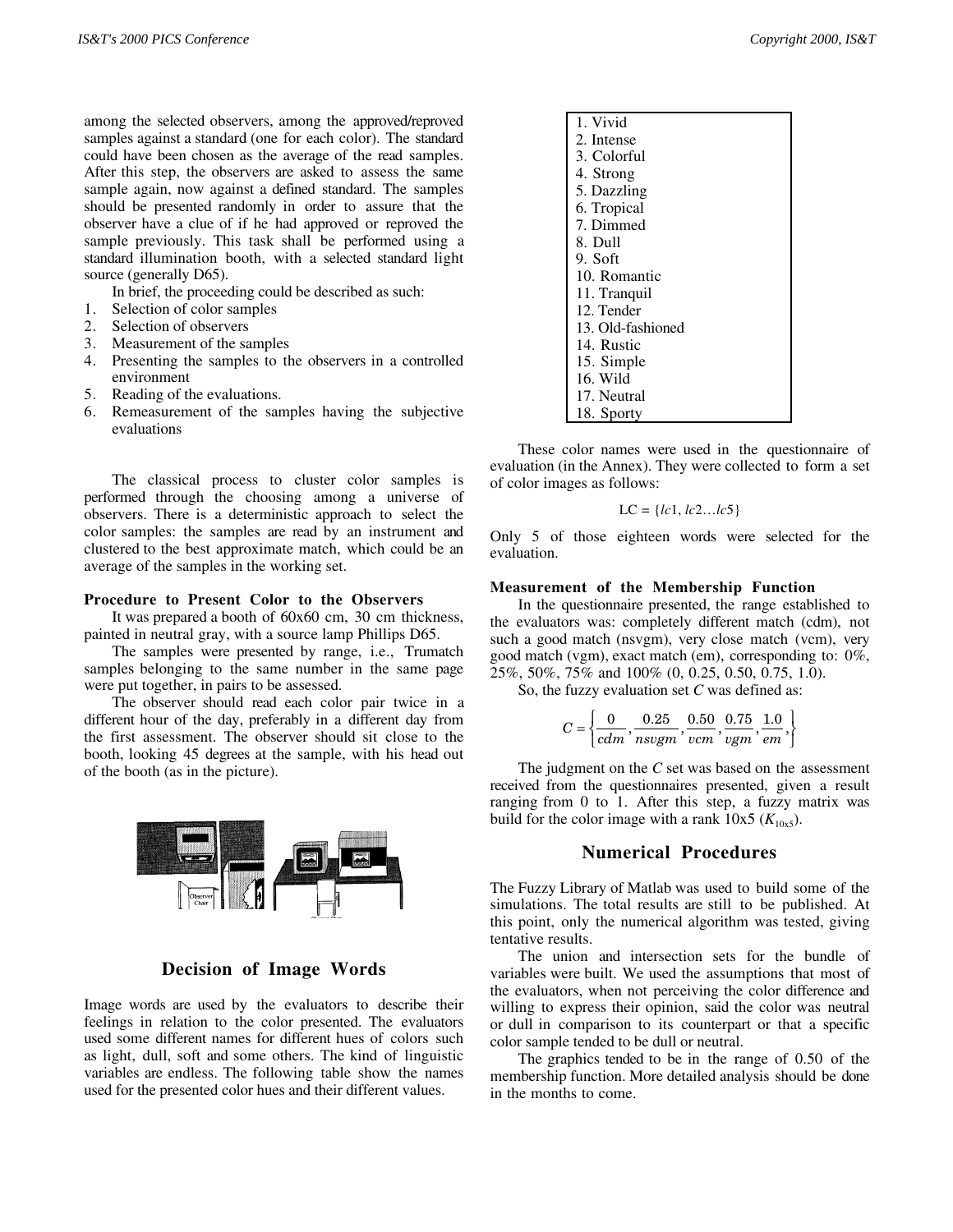among the selected observers, among the approved/reproved samples against a standard (one for each color). The standard could have been chosen as the average of the read samples. After this step, the observers are asked to assess the same sample again, now against a defined standard. The samples should be presented randomly in order to assure that the observer have a clue of if he had approved or reproved the sample previously. This task shall be performed using a standard illumination booth, with a selected standard light source (generally D65).

In brief, the proceeding could be described as such:

1. Selection of color samples
2. Selection of observers
3. Measurement of the samples
4. Presenting the samples to the observers in a controlled environment
5. Reading of the evaluations.
6. Remeasurement of the samples having the subjective evaluations

The classical process to cluster color samples is performed through the choosing among a universe of observers. There is a deterministic approach to select the color samples: the samples are read by an instrument and clustered to the best approximate match, which could be an average of the samples in the working set.

**Procedure to Present Color to the Observers**

It was prepared a booth of 60x60 cm, 30 cm thickness, painted in neutral gray, with a source lamp Phillips D65.

The samples were presented by range, i.e., Trumatch samples belonging to the same number in the same page were put together, in pairs to be assessed.

The observer should read each color pair twice in a different hour of the day, preferably in a different day from the first assessment. The observer should sit close to the booth, looking 45 degrees at the sample, with his head out of the booth (as in the picture).

## Decision of Image Words

Image words are used by the evaluators to describe their feelings in relation to the color presented. The evaluators used some different names for different hues of colors such as light, dull, soft and some others. The kind of linguistic variables are endless. The following table show the names used for the presented color hues and their different values.

| |
|---|
| 1. Vivid |
| 2. Intense |
| 3. Colorful |
| 4. Strong |
| 5. Dazzling |
| 6. Tropical |
| 7. Dimmed |
| 8. Dull |
| 9. Soft |
| 10. Romantic |
| 11. Tranquil |
| 12. Tender |
| 13. Old-fashioned |
| 14. Rustic |
| 15. Simple |
| 16. Wild |
| 17. Neutral |
| 18. Sporty |

These color names were used in the questionnaire of evaluation (in the Annex). They were collected to form a set of color images as follows:

$$LC = \{lc1, lc2 \ldots lc5\}$$

Only 5 of those eighteen words were selected for the evaluation.

**Measurement of the Membership Function**

In the questionnaire presented, the range established to the evaluators was: completely different match (cdm), not such a good match (nsvgm), very close match (vcm), very good match (vgm), exact match (em), corresponding to: 0%, 25%, 50%, 75% and 100% (0, 0.25, 0.50, 0.75, 1.0).

So, the fuzzy evaluation set *C* was defined as:

$$C = \left\{ \frac{0}{cdm}, \frac{0.25}{nsvgm}, \frac{0.50}{vcm}, \frac{0.75}{vgm}, \frac{1.0}{em}, \right\}$$

The judgment on the *C* set was based on the assessment received from the questionnaires presented, given a result ranging from 0 to 1. After this step, a fuzzy matrix was build for the color image with a rank 10x5 ($K_{10x5}$).

## Numerical Procedures

The Fuzzy Library of Matlab was used to build some of the simulations. The total results are still to be published. At this point, only the numerical algorithm was tested, giving tentative results.

The union and intersection sets for the bundle of variables were built. We used the assumptions that most of the evaluators, when not perceiving the color difference and willing to express their opinion, said the color was neutral or dull in comparison to its counterpart or that a specific color sample tended to be dull or neutral.

The graphics tended to be in the range of 0.50 of the membership function. More detailed analysis should be done in the months to come.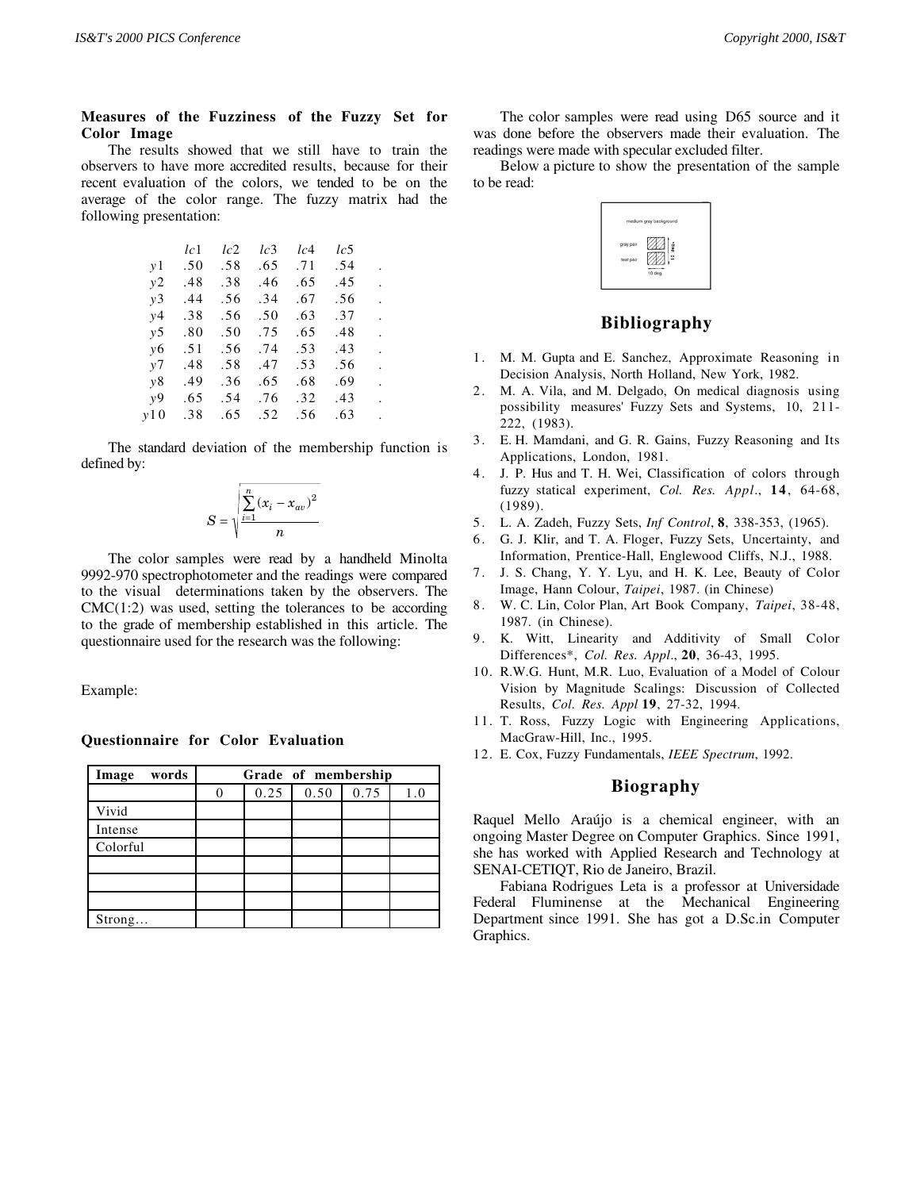**Measures of the Fuzziness of the Fuzzy Set for Color Image**

The results showed that we still have to train the observers to have more accredited results, because for their recent evaluation of the colors, we tended to be on the average of the color range. The fuzzy matrix had the following presentation:

| | $lc1$ | $lc2$ | $lc3$ | $lc4$ | $lc5$ |
|---|---|---|---|---|---|
| $y1$ | .50 | .58 | .65 | .71 | .54 |
| $y2$ | .48 | .38 | .46 | .65 | .45 |
| $y3$ | .44 | .56 | .34 | .67 | .56 |
| $y4$ | .38 | .56 | .50 | .63 | .37 |
| $y5$ | .80 | .50 | .75 | .65 | .48 |
| $y6$ | .51 | .56 | .74 | .53 | .43 |
| $y7$ | .48 | .58 | .47 | .53 | .56 |
| $y8$ | .49 | .36 | .65 | .68 | .69 |
| $y9$ | .65 | .54 | .76 | .32 | .43 |
| $y10$ | .38 | .65 | .52 | .56 | .63 |

The standard deviation of the membership function is defined by:

$$S = \sqrt{\frac{\sum_{i=1}^{n}(x_i - x_{av})^2}{n}}$$

The color samples were read by a handheld Minolta 9992-970 spectrophotometer and the readings were compared to the visual determinations taken by the observers. The CMC(1:2) was used, setting the tolerances to be according to the grade of membership established in this article. The questionnaire used for the research was the following:

Example:

**Questionnaire for Color Evaluation**

| Image words | Grade of membership | | | | |
|---|---|---|---|---|---|
| | 0 | 0.25 | 0.50 | 0.75 | 1.0 |
| Vivid | | | | | |
| Intense | | | | | |
| Colorful | | | | | |
| | | | | | |
| | | | | | |
| | | | | | |
| Strong… | | | | | |

The color samples were read using D65 source and it was done before the observers made their evaluation. The readings were made with specular excluded filter.

Below a picture to show the presentation of the sample to be read:

medium gray background

gray pair

test pair

10 deg

## Bibliography

1. M. M. Gupta and E. Sanchez, Approximate Reasoning in Decision Analysis, North Holland, New York, 1982.
2. M. A. Vila, and M. Delgado, On medical diagnosis using possibility measures' Fuzzy Sets and Systems, 10, 211-222, (1983).
3. E. H. Mamdani, and G. R. Gains, Fuzzy Reasoning and Its Applications, London, 1981.
4. J. P. Hus and T. H. Wei, Classification of colors through fuzzy statical experiment, *Col. Res. Appl*., **14**, 64-68, (1989).
5. L. A. Zadeh, Fuzzy Sets, *Inf Control*, **8**, 338-353, (1965).
6. G. J. Klir, and T. A. Floger, Fuzzy Sets, Uncertainty, and Information, Prentice-Hall, Englewood Cliffs, N.J., 1988.
7. J. S. Chang, Y. Y. Lyu, and H. K. Lee, Beauty of Color Image, Hann Colour, *Taipei*, 1987. (in Chinese)
8. W. C. Lin, Color Plan, Art Book Company, *Taipei*, 38-48, 1987. (in Chinese).
9. K. Witt, Linearity and Additivity of Small Color Differences*, *Col. Res. Appl*., **20**, 36-43, 1995.
10. R.W.G. Hunt, M.R. Luo, Evaluation of a Model of Colour Vision by Magnitude Scalings: Discussion of Collected Results, *Col. Res. Appl* **19**, 27-32, 1994.
11. T. Ross, Fuzzy Logic with Engineering Applications, MacGraw-Hill, Inc., 1995.
12. E. Cox, Fuzzy Fundamentals, *IEEE Spectrum*, 1992.

## Biography

Raquel Mello Araújo is a chemical engineer, with an ongoing Master Degree on Computer Graphics. Since 1991, she has worked with Applied Research and Technology at SENAI-CETIQT, Rio de Janeiro, Brazil.

Fabiana Rodrigues Leta is a professor at Universidade Federal Fluminense at the Mechanical Engineering Department since 1991. She has got a D.Sc.in Computer Graphics.